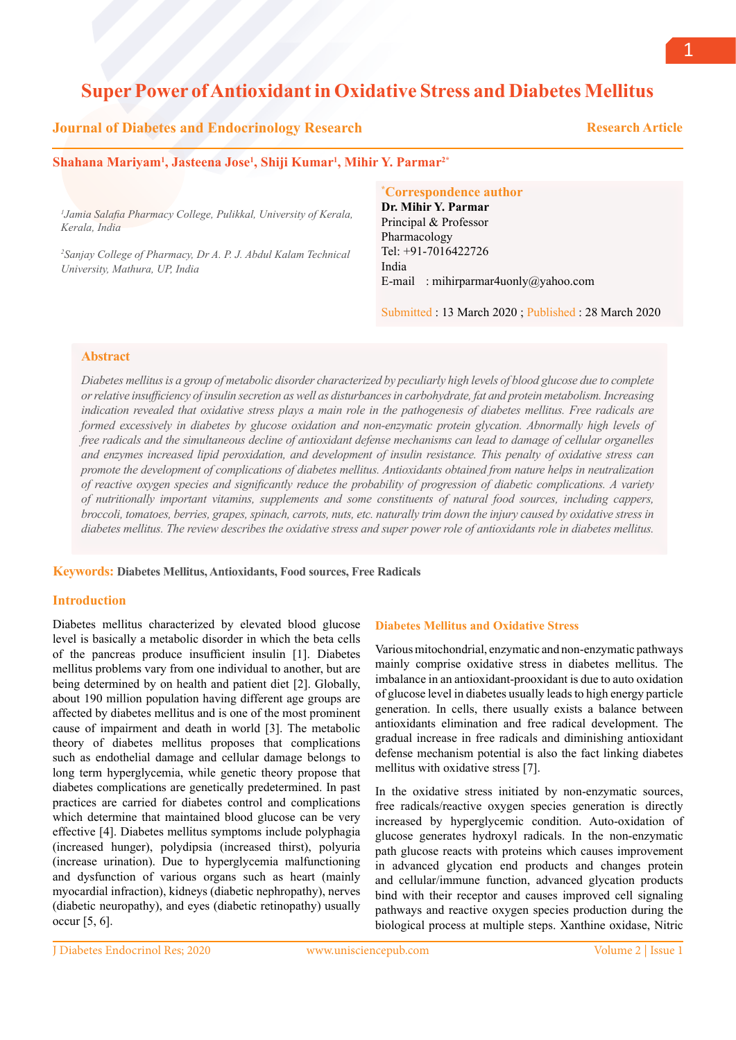# Super Power of Antioxidant in Oxidative Stress and Diabetes Mellitus

**Journal of Diabetes and Endocrinology Research** — **Research Article**

**Shahana Mariyam[1], Jasteena Jose[1], Shiji Kumar[1], Mihir Y. Parmar[2*]**

[1]*Jamia Salafia Pharmacy College, Pulikkal, University of Kerala, Kerala, India*

[2]*Sanjay College of Pharmacy, Dr A. P. J. Abdul Kalam Technical University, Mathura, UP, India*

**[*]Correspondence author**
**Dr. Mihir Y. Parmar**
Principal & Professor
Pharmacology
Tel: +91-7016422726
India
E-mail : mihirparmar4uonly@yahoo.com

Submitted : 13 March 2020 ; Published : 28 March 2020

## Abstract

*Diabetes mellitus is a group of metabolic disorder characterized by peculiarly high levels of blood glucose due to complete or relative insufficiency of insulin secretion as well as disturbances in carbohydrate, fat and protein metabolism. Increasing indication revealed that oxidative stress plays a main role in the pathogenesis of diabetes mellitus. Free radicals are formed excessively in diabetes by glucose oxidation and non-enzymatic protein glycation. Abnormally high levels of free radicals and the simultaneous decline of antioxidant defense mechanisms can lead to damage of cellular organelles and enzymes increased lipid peroxidation, and development of insulin resistance. This penalty of oxidative stress can promote the development of complications of diabetes mellitus. Antioxidants obtained from nature helps in neutralization of reactive oxygen species and significantly reduce the probability of progression of diabetic complications. A variety of nutritionally important vitamins, supplements and some constituents of natural food sources, including cappers, broccoli, tomatoes, berries, grapes, spinach, carrots, nuts, etc. naturally trim down the injury caused by oxidative stress in diabetes mellitus. The review describes the oxidative stress and super power role of antioxidants role in diabetes mellitus.*

**Keywords:** Diabetes Mellitus, Antioxidants, Food sources, Free Radicals

## Introduction

Diabetes mellitus characterized by elevated blood glucose level is basically a metabolic disorder in which the beta cells of the pancreas produce insufficient insulin [1]. Diabetes mellitus problems vary from one individual to another, but are being determined by on health and patient diet [2]. Globally, about 190 million population having different age groups are affected by diabetes mellitus and is one of the most prominent cause of impairment and death in world [3]. The metabolic theory of diabetes mellitus proposes that complications such as endothelial damage and cellular damage belongs to long term hyperglycemia, while genetic theory propose that diabetes complications are genetically predetermined. In past practices are carried for diabetes control and complications which determine that maintained blood glucose can be very effective [4]. Diabetes mellitus symptoms include polyphagia (increased hunger), polydipsia (increased thirst), polyuria (increase urination). Due to hyperglycemia malfunctioning and dysfunction of various organs such as heart (mainly myocardial infraction), kidneys (diabetic nephropathy), nerves (diabetic neuropathy), and eyes (diabetic retinopathy) usually occur [5, 6].

## Diabetes Mellitus and Oxidative Stress

Various mitochondrial, enzymatic and non-enzymatic pathways mainly comprise oxidative stress in diabetes mellitus. The imbalance in an antioxidant-prooxidant is due to auto oxidation of glucose level in diabetes usually leads to high energy particle generation. In cells, there usually exists a balance between antioxidants elimination and free radical development. The gradual increase in free radicals and diminishing antioxidant defense mechanism potential is also the fact linking diabetes mellitus with oxidative stress [7].

In the oxidative stress initiated by non-enzymatic sources, free radicals/reactive oxygen species generation is directly increased by hyperglycemic condition. Auto-oxidation of glucose generates hydroxyl radicals. In the non-enzymatic path glucose reacts with proteins which causes improvement in advanced glycation end products and changes protein and cellular/immune function, advanced glycation products bind with their receptor and causes improved cell signaling pathways and reactive oxygen species production during the biological process at multiple steps. Xanthine oxidase, Nitric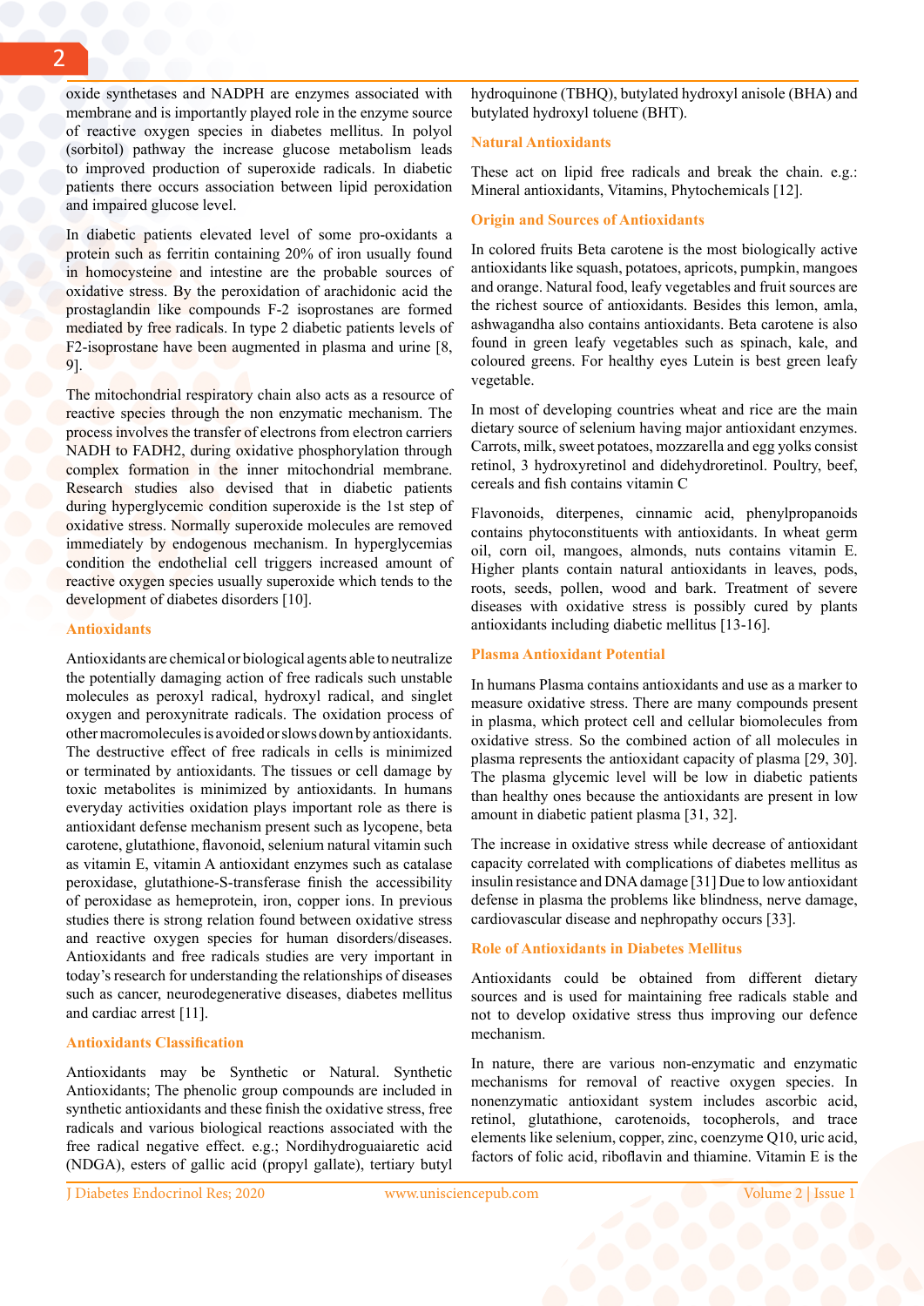oxide synthetases and NADPH are enzymes associated with membrane and is importantly played role in the enzyme source of reactive oxygen species in diabetes mellitus. In polyol (sorbitol) pathway the increase glucose metabolism leads to improved production of superoxide radicals. In diabetic patients there occurs association between lipid peroxidation and impaired glucose level.

In diabetic patients elevated level of some pro-oxidants a protein such as ferritin containing 20% of iron usually found in homocysteine and intestine are the probable sources of oxidative stress. By the peroxidation of arachidonic acid the prostaglandin like compounds F-2 isoprostanes are formed mediated by free radicals. In type 2 diabetic patients levels of F2-isoprostane have been augmented in plasma and urine [8, 9].

The mitochondrial respiratory chain also acts as a resource of reactive species through the non enzymatic mechanism. The process involves the transfer of electrons from electron carriers NADH to FADH2, during oxidative phosphorylation through complex formation in the inner mitochondrial membrane. Research studies also devised that in diabetic patients during hyperglycemic condition superoxide is the 1st step of oxidative stress. Normally superoxide molecules are removed immediately by endogenous mechanism. In hyperglycemias condition the endothelial cell triggers increased amount of reactive oxygen species usually superoxide which tends to the development of diabetes disorders [10].

## Antioxidants

Antioxidants are chemical or biological agents able to neutralize the potentially damaging action of free radicals such unstable molecules as peroxyl radical, hydroxyl radical, and singlet oxygen and peroxynitrate radicals. The oxidation process of other macromolecules is avoided or slows down by antioxidants. The destructive effect of free radicals in cells is minimized or terminated by antioxidants. The tissues or cell damage by toxic metabolites is minimized by antioxidants. In humans everyday activities oxidation plays important role as there is antioxidant defense mechanism present such as lycopene, beta carotene, glutathione, flavonoid, selenium natural vitamin such as vitamin E, vitamin A antioxidant enzymes such as catalase peroxidase, glutathione-S-transferase finish the accessibility of peroxidase as hemeprotein, iron, copper ions. In previous studies there is strong relation found between oxidative stress and reactive oxygen species for human disorders/diseases. Antioxidants and free radicals studies are very important in today's research for understanding the relationships of diseases such as cancer, neurodegenerative diseases, diabetes mellitus and cardiac arrest [11].

## Antioxidants Classification

Antioxidants may be Synthetic or Natural. Synthetic Antioxidants; The phenolic group compounds are included in synthetic antioxidants and these finish the oxidative stress, free radicals and various biological reactions associated with the free radical negative effect. e.g.; Nordihydroguaiaretic acid (NDGA), esters of gallic acid (propyl gallate), tertiary butyl hydroquinone (TBHQ), butylated hydroxyl anisole (BHA) and butylated hydroxyl toluene (BHT).

## Natural Antioxidants

These act on lipid free radicals and break the chain. e.g.: Mineral antioxidants, Vitamins, Phytochemicals [12].

## Origin and Sources of Antioxidants

In colored fruits Beta carotene is the most biologically active antioxidants like squash, potatoes, apricots, pumpkin, mangoes and orange. Natural food, leafy vegetables and fruit sources are the richest source of antioxidants. Besides this lemon, amla, ashwagandha also contains antioxidants. Beta carotene is also found in green leafy vegetables such as spinach, kale, and coloured greens. For healthy eyes Lutein is best green leafy vegetable.

In most of developing countries wheat and rice are the main dietary source of selenium having major antioxidant enzymes. Carrots, milk, sweet potatoes, mozzarella and egg yolks consist retinol, 3 hydroxyretinol and didehydroretinol. Poultry, beef, cereals and fish contains vitamin C

Flavonoids, diterpenes, cinnamic acid, phenylpropanoids contains phytoconstituents with antioxidants. In wheat germ oil, corn oil, mangoes, almonds, nuts contains vitamin E. Higher plants contain natural antioxidants in leaves, pods, roots, seeds, pollen, wood and bark. Treatment of severe diseases with oxidative stress is possibly cured by plants antioxidants including diabetic mellitus [13-16].

## Plasma Antioxidant Potential

In humans Plasma contains antioxidants and use as a marker to measure oxidative stress. There are many compounds present in plasma, which protect cell and cellular biomolecules from oxidative stress. So the combined action of all molecules in plasma represents the antioxidant capacity of plasma [29, 30]. The plasma glycemic level will be low in diabetic patients than healthy ones because the antioxidants are present in low amount in diabetic patient plasma [31, 32].

The increase in oxidative stress while decrease of antioxidant capacity correlated with complications of diabetes mellitus as insulin resistance and DNA damage [31] Due to low antioxidant defense in plasma the problems like blindness, nerve damage, cardiovascular disease and nephropathy occurs [33].

## Role of Antioxidants in Diabetes Mellitus

Antioxidants could be obtained from different dietary sources and is used for maintaining free radicals stable and not to develop oxidative stress thus improving our defence mechanism.

In nature, there are various non-enzymatic and enzymatic mechanisms for removal of reactive oxygen species. In nonenzymatic antioxidant system includes ascorbic acid, retinol, glutathione, carotenoids, tocopherols, and trace elements like selenium, copper, zinc, coenzyme Q10, uric acid, factors of folic acid, riboflavin and thiamine. Vitamin E is the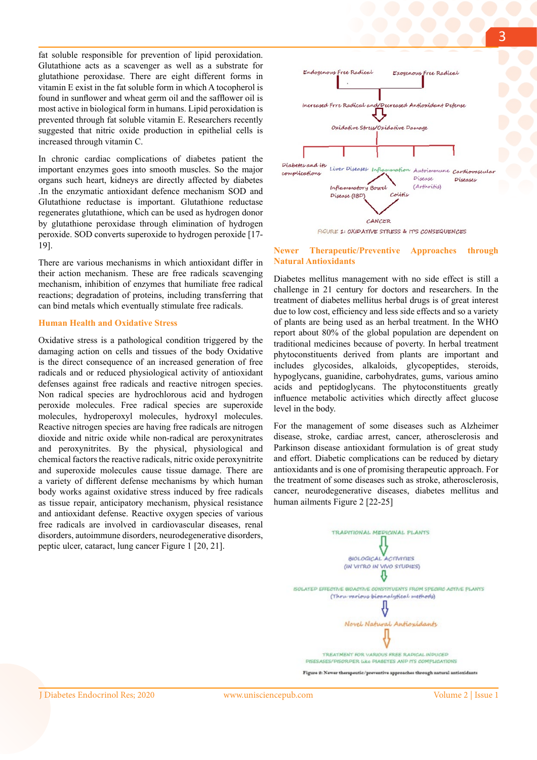fat soluble responsible for prevention of lipid peroxidation. Glutathione acts as a scavenger as well as a substrate for glutathione peroxidase. There are eight different forms in vitamin E exist in the fat soluble form in which A tocopherol is found in sunflower and wheat germ oil and the safflower oil is most active in biological form in humans. Lipid peroxidation is prevented through fat soluble vitamin E. Researchers recently suggested that nitric oxide production in epithelial cells is increased through vitamin C.

In chronic cardiac complications of diabetes patient the important enzymes goes into smooth muscles. So the major organs such heart, kidneys are directly affected by diabetes .In the enzymatic antioxidant defence mechanism SOD and Glutathione reductase is important. Glutathione reductase regenerates glutathione, which can be used as hydrogen donor by glutathione peroxidase through elimination of hydrogen peroxide. SOD converts superoxide to hydrogen peroxide [17-19].

There are various mechanisms in which antioxidant differ in their action mechanism. These are free radicals scavenging mechanism, inhibition of enzymes that humiliate free radical reactions; degradation of proteins, including transferring that can bind metals which eventually stimulate free radicals.

## Human Health and Oxidative Stress

Oxidative stress is a pathological condition triggered by the damaging action on cells and tissues of the body Oxidative is the direct consequence of an increased generation of free radicals and or reduced physiological activity of antioxidant defenses against free radicals and reactive nitrogen species. Non radical species are hydrochlorous acid and hydrogen peroxide molecules. Free radical species are superoxide molecules, hydroperoxyl molecules, hydroxyl molecules. Reactive nitrogen species are having free radicals are nitrogen dioxide and nitric oxide while non-radical are peroxynitrates and peroxynitrites. By the physical, physiological and chemical factors the reactive radicals, nitric oxide peroxynitrite and superoxide molecules cause tissue damage. There are a variety of different defense mechanisms by which human body works against oxidative stress induced by free radicals as tissue repair, anticipatory mechanism, physical resistance and antioxidant defense. Reactive oxygen species of various free radicals are involved in cardiovascular diseases, renal disorders, autoimmune disorders, neurodegenerative disorders, peptic ulcer, cataract, lung cancer Figure 1 [20, 21].

FIGURE 1: OXIDATIVE STRESS & ITS CONSEQUENCES

## Newer Therapeutic/Preventive Approaches through Natural Antioxidants

Diabetes mellitus management with no side effect is still a challenge in 21 century for doctors and researchers. In the treatment of diabetes mellitus herbal drugs is of great interest due to low cost, efficiency and less side effects and so a variety of plants are being used as an herbal treatment. In the WHO report about 80% of the global population are dependent on traditional medicines because of poverty. In herbal treatment phytoconstituents derived from plants are important and includes glycosides, alkaloids, glycopeptides, steroids, hypoglycans, guanidine, carbohydrates, gums, various amino acids and peptidoglycans. The phytoconstituents greatly influence metabolic activities which directly affect glucose level in the body.

For the management of some diseases such as Alzheimer disease, stroke, cardiac arrest, cancer, atherosclerosis and Parkinson disease antioxidant formulation is of great study and effort. Diabetic complications can be reduced by dietary antioxidants and is one of promising therapeutic approach. For the treatment of some diseases such as stroke, atherosclerosis, cancer, neurodegenerative diseases, diabetes mellitus and human ailments Figure 2 [22-25]

Figure 2: Newer therapeutic/preventive approaches through natural antioxidants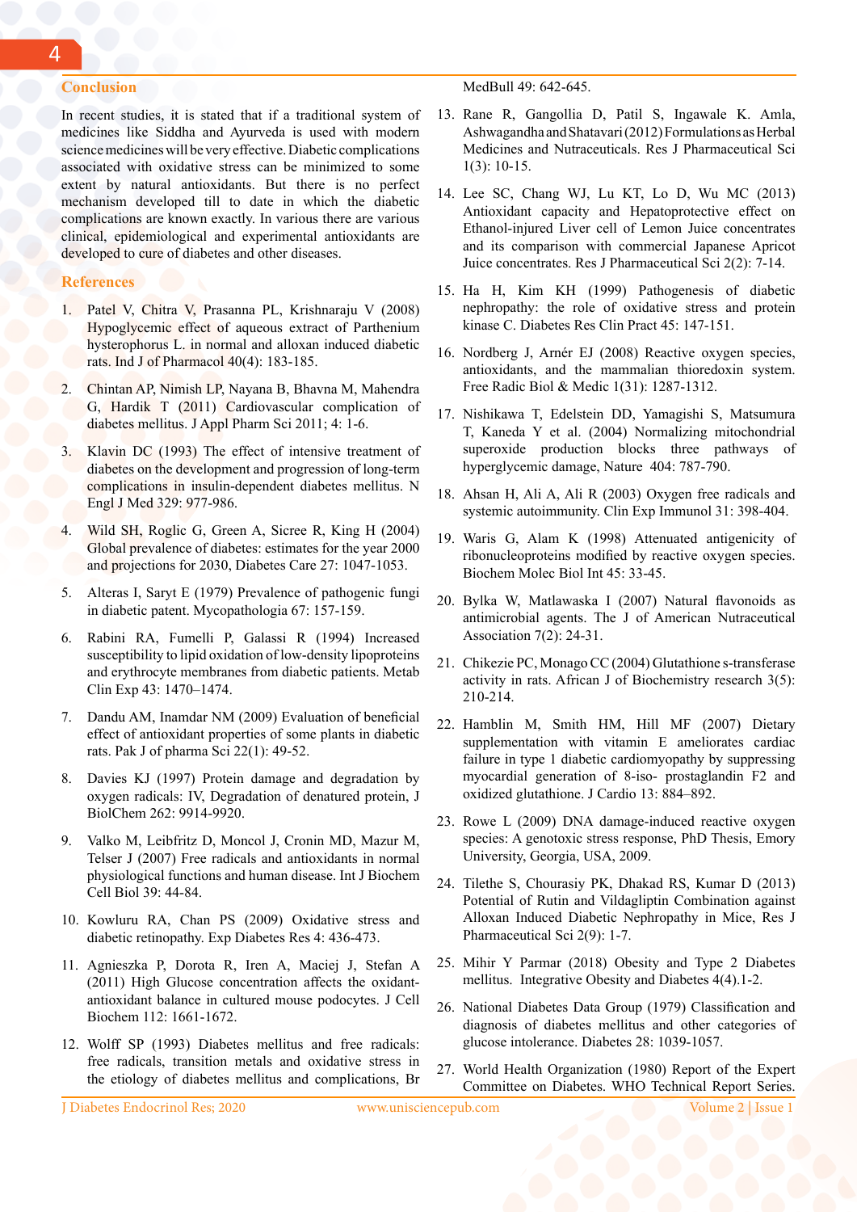## Conclusion

In recent studies, it is stated that if a traditional system of medicines like Siddha and Ayurveda is used with modern science medicines will be very effective. Diabetic complications associated with oxidative stress can be minimized to some extent by natural antioxidants. But there is no perfect mechanism developed till to date in which the diabetic complications are known exactly. In various there are various clinical, epidemiological and experimental antioxidants are developed to cure of diabetes and other diseases.

## References

1. Patel V, Chitra V, Prasanna PL, Krishnaraju V (2008) Hypoglycemic effect of aqueous extract of Parthenium hysterophorus L. in normal and alloxan induced diabetic rats. Ind J of Pharmacol 40(4): 183-185.
2. Chintan AP, Nimish LP, Nayana B, Bhavna M, Mahendra G, Hardik T (2011) Cardiovascular complication of diabetes mellitus. J Appl Pharm Sci 2011; 4: 1-6.
3. Klavin DC (1993) The effect of intensive treatment of diabetes on the development and progression of long-term complications in insulin-dependent diabetes mellitus. N Engl J Med 329: 977-986.
4. Wild SH, Roglic G, Green A, Sicree R, King H (2004) Global prevalence of diabetes: estimates for the year 2000 and projections for 2030, Diabetes Care 27: 1047-1053.
5. Alteras I, Saryt E (1979) Prevalence of pathogenic fungi in diabetic patent. Mycopathologia 67: 157-159.
6. Rabini RA, Fumelli P, Galassi R (1994) Increased susceptibility to lipid oxidation of low-density lipoproteins and erythrocyte membranes from diabetic patients. Metab Clin Exp 43: 1470–1474.
7. Dandu AM, Inamdar NM (2009) Evaluation of beneficial effect of antioxidant properties of some plants in diabetic rats. Pak J of pharma Sci 22(1): 49-52.
8. Davies KJ (1997) Protein damage and degradation by oxygen radicals: IV, Degradation of denatured protein, J BiolChem 262: 9914-9920.
9. Valko M, Leibfritz D, Moncol J, Cronin MD, Mazur M, Telser J (2007) Free radicals and antioxidants in normal physiological functions and human disease. Int J Biochem Cell Biol 39: 44-84.
10. Kowluru RA, Chan PS (2009) Oxidative stress and diabetic retinopathy. Exp Diabetes Res 4: 436-473.
11. Agnieszka P, Dorota R, Iren A, Maciej J, Stefan A (2011) High Glucose concentration affects the oxidant-antioxidant balance in cultured mouse podocytes. J Cell Biochem 112: 1661-1672.
12. Wolff SP (1993) Diabetes mellitus and free radicals: free radicals, transition metals and oxidative stress in the etiology of diabetes mellitus and complications, Br MedBull 49: 642-645.
13. Rane R, Gangollia D, Patil S, Ingawale K. Amla, Ashwagandha and Shatavari (2012) Formulations as Herbal Medicines and Nutraceuticals. Res J Pharmaceutical Sci 1(3): 10-15.
14. Lee SC, Chang WJ, Lu KT, Lo D, Wu MC (2013) Antioxidant capacity and Hepatoprotective effect on Ethanol-injured Liver cell of Lemon Juice concentrates and its comparison with commercial Japanese Apricot Juice concentrates. Res J Pharmaceutical Sci 2(2): 7-14.
15. Ha H, Kim KH (1999) Pathogenesis of diabetic nephropathy: the role of oxidative stress and protein kinase C. Diabetes Res Clin Pract 45: 147-151.
16. Nordberg J, Arnér EJ (2008) Reactive oxygen species, antioxidants, and the mammalian thioredoxin system. Free Radic Biol & Medic 1(31): 1287-1312.
17. Nishikawa T, Edelstein DD, Yamagishi S, Matsumura T, Kaneda Y et al. (2004) Normalizing mitochondrial superoxide production blocks three pathways of hyperglycemic damage, Nature 404: 787-790.
18. Ahsan H, Ali A, Ali R (2003) Oxygen free radicals and systemic autoimmunity. Clin Exp Immunol 31: 398-404.
19. Waris G, Alam K (1998) Attenuated antigenicity of ribonucleoproteins modified by reactive oxygen species. Biochem Molec Biol Int 45: 33-45.
20. Bylka W, Matlawaska I (2007) Natural flavonoids as antimicrobial agents. The J of American Nutraceutical Association 7(2): 24-31.
21. Chikezie PC, Monago CC (2004) Glutathione s-transferase activity in rats. African J of Biochemistry research 3(5): 210-214.
22. Hamblin M, Smith HM, Hill MF (2007) Dietary supplementation with vitamin E ameliorates cardiac failure in type 1 diabetic cardiomyopathy by suppressing myocardial generation of 8-iso- prostaglandin F2 and oxidized glutathione. J Cardio 13: 884–892.
23. Rowe L (2009) DNA damage-induced reactive oxygen species: A genotoxic stress response, PhD Thesis, Emory University, Georgia, USA, 2009.
24. Tilethe S, Chourasiy PK, Dhakad RS, Kumar D (2013) Potential of Rutin and Vildagliptin Combination against Alloxan Induced Diabetic Nephropathy in Mice, Res J Pharmaceutical Sci 2(9): 1-7.
25. Mihir Y Parmar (2018) Obesity and Type 2 Diabetes mellitus. Integrative Obesity and Diabetes 4(4).1-2.
26. National Diabetes Data Group (1979) Classification and diagnosis of diabetes mellitus and other categories of glucose intolerance. Diabetes 28: 1039-1057.
27. World Health Organization (1980) Report of the Expert Committee on Diabetes. WHO Technical Report Series.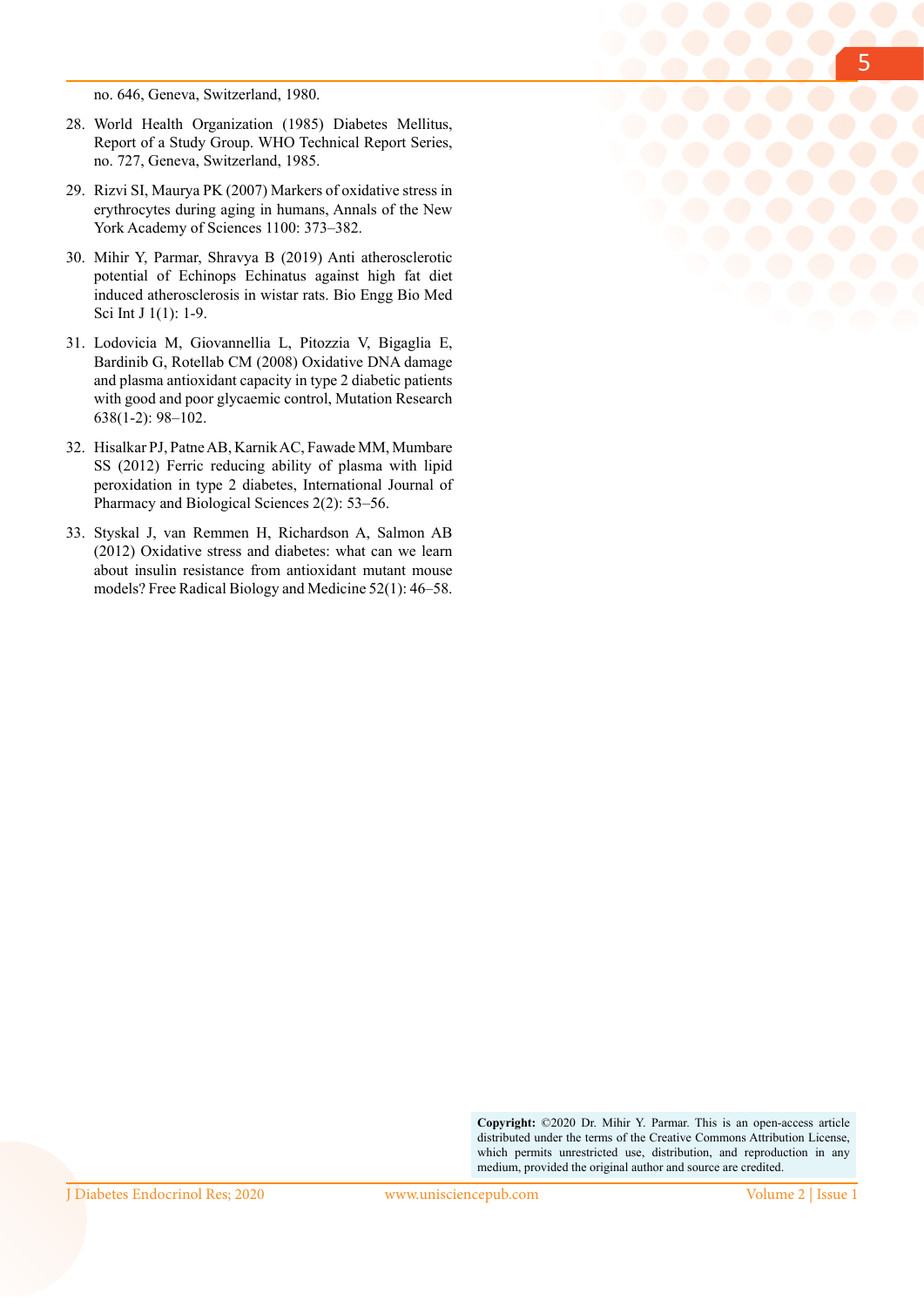no. 646, Geneva, Switzerland, 1980.

28. World Health Organization (1985) Diabetes Mellitus, Report of a Study Group. WHO Technical Report Series, no. 727, Geneva, Switzerland, 1985.

29. Rizvi SI, Maurya PK (2007) Markers of oxidative stress in erythrocytes during aging in humans, Annals of the New York Academy of Sciences 1100: 373–382.

30. Mihir Y, Parmar, Shravya B (2019) Anti atherosclerotic potential of Echinops Echinatus against high fat diet induced atherosclerosis in wistar rats. Bio Engg Bio Med Sci Int J 1(1): 1-9.

31. Lodovicia M, Giovannellia L, Pitozzia V, Bigaglia E, Bardinib G, Rotellab CM (2008) Oxidative DNA damage and plasma antioxidant capacity in type 2 diabetic patients with good and poor glycaemic control, Mutation Research 638(1-2): 98–102.

32. Hisalkar PJ, Patne AB, Karnik AC, Fawade MM, Mumbare SS (2012) Ferric reducing ability of plasma with lipid peroxidation in type 2 diabetes, International Journal of Pharmacy and Biological Sciences 2(2): 53–56.

33. Styskal J, van Remmen H, Richardson A, Salmon AB (2012) Oxidative stress and diabetes: what can we learn about insulin resistance from antioxidant mutant mouse models? Free Radical Biology and Medicine 52(1): 46–58.

**Copyright:** ©2020 Dr. Mihir Y. Parmar. This is an open-access article distributed under the terms of the Creative Commons Attribution License, which permits unrestricted use, distribution, and reproduction in any medium, provided the original author and source are credited.